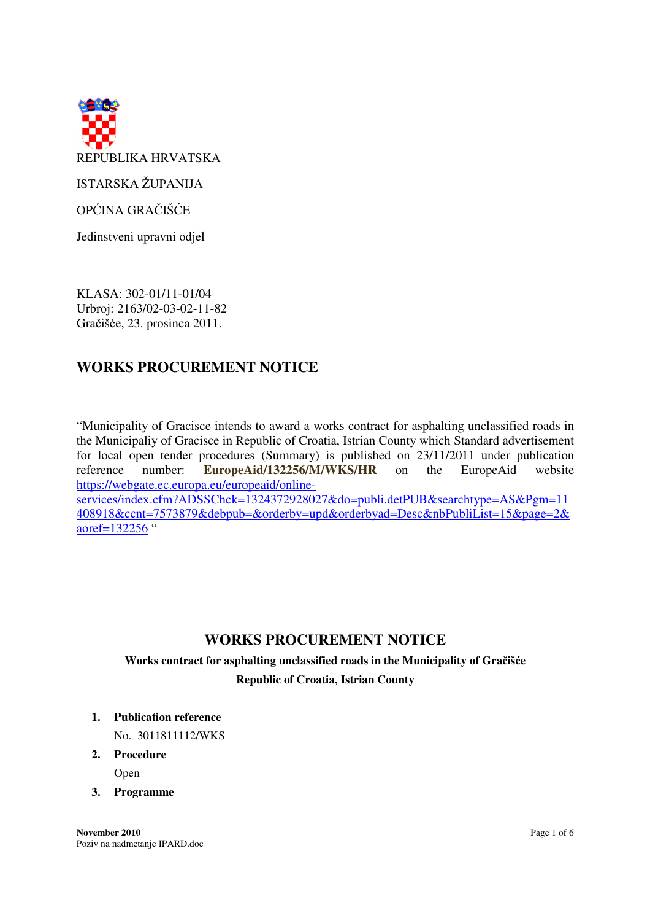REPUBLIKA HRVATSKA

ISTARSKA ŽUPANIJA

OPĆINA GRAČIŠĆE

Jedinstveni upravni odjel

KLASA: 302-01/11-01/04
Urbroj: 2163/02-03-02-11-82
Gračišće, 23. prosinca 2011.

## WORKS PROCUREMENT NOTICE

"Municipality of Gracisce intends to award a works contract for asphalting unclassified roads in the Municipaliy of Gracisce in Republic of Croatia, Istrian County which Standard advertisement for local open tender procedures (Summary) is published on 23/11/2011 under publication reference number: **EuropeAid/132256/M/WKS/HR** on the EuropeAid website [https://webgate.ec.europa.eu/europeaid/online-services/index.cfm?ADSSChck=1324372928027&do=publi.detPUB&searchtype=AS&Pgm=11408918&ccnt=7573879&debpub=&orderby=upd&orderbyad=Desc&nbPubliList=15&page=2&aoref=132256](https://webgate.ec.europa.eu/europeaid/online-services/index.cfm?ADSSChck=1324372928027&do=publi.detPUB&searchtype=AS&Pgm=11408918&ccnt=7573879&debpub=&orderby=upd&orderbyad=Desc&nbPubliList=15&page=2&aoref=132256) "

## WORKS PROCUREMENT NOTICE

**Works contract for asphalting unclassified roads in the Municipality of Gračišće**

**Republic of Croatia, Istrian County**

1. **Publication reference**

   No. 3011811112/WKS

2. **Procedure**

   Open

3. **Programme**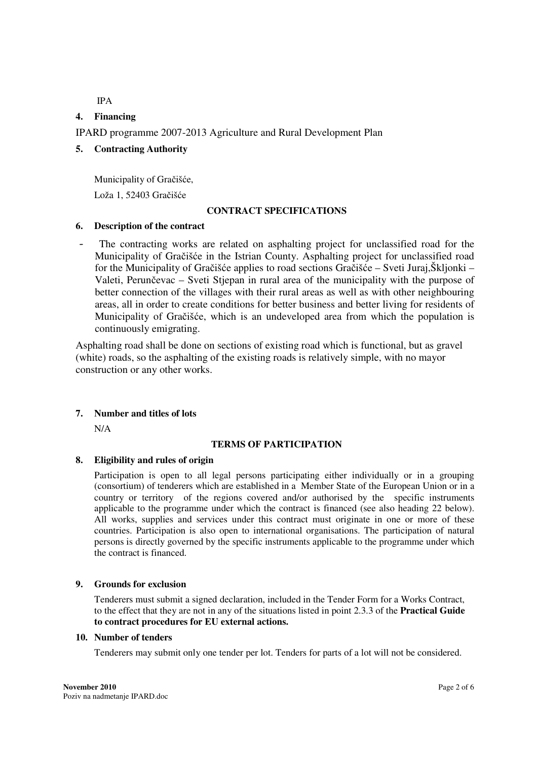IPA

**4. Financing**

IPARD programme 2007-2013 Agriculture and Rural Development Plan

**5. Contracting Authority**

Municipality of Gračišće,

Loža 1, 52403 Gračišće

**CONTRACT SPECIFICATIONS**

**6. Description of the contract**

- The contracting works are related on asphalting project for unclassified road for the Municipality of Gračišće in the Istrian County. Asphalting project for unclassified road for the Municipality of Gračišće applies to road sections Gračišće – Sveti Juraj,Škljonki – Valeti, Perunčevac – Sveti Stjepan in rural area of the municipality with the purpose of better connection of the villages with their rural areas as well as with other neighbouring areas, all in order to create conditions for better business and better living for residents of Municipality of Gračišće, which is an undeveloped area from which the population is continuously emigrating.

Asphalting road shall be done on sections of existing road which is functional, but as gravel (white) roads, so the asphalting of the existing roads is relatively simple, with no mayor construction or any other works.

**7. Number and titles of lots**

N/A

**TERMS OF PARTICIPATION**

**8. Eligibility and rules of origin**

Participation is open to all legal persons participating either individually or in a grouping (consortium) of tenderers which are established in a Member State of the European Union or in a country or territory of the regions covered and/or authorised by the specific instruments applicable to the programme under which the contract is financed (see also heading 22 below). All works, supplies and services under this contract must originate in one or more of these countries. Participation is also open to international organisations. The participation of natural persons is directly governed by the specific instruments applicable to the programme under which the contract is financed.

**9. Grounds for exclusion**

Tenderers must submit a signed declaration, included in the Tender Form for a Works Contract, to the effect that they are not in any of the situations listed in point 2.3.3 of the **Practical Guide to contract procedures for EU external actions.**

**10. Number of tenders**

Tenderers may submit only one tender per lot. Tenders for parts of a lot will not be considered.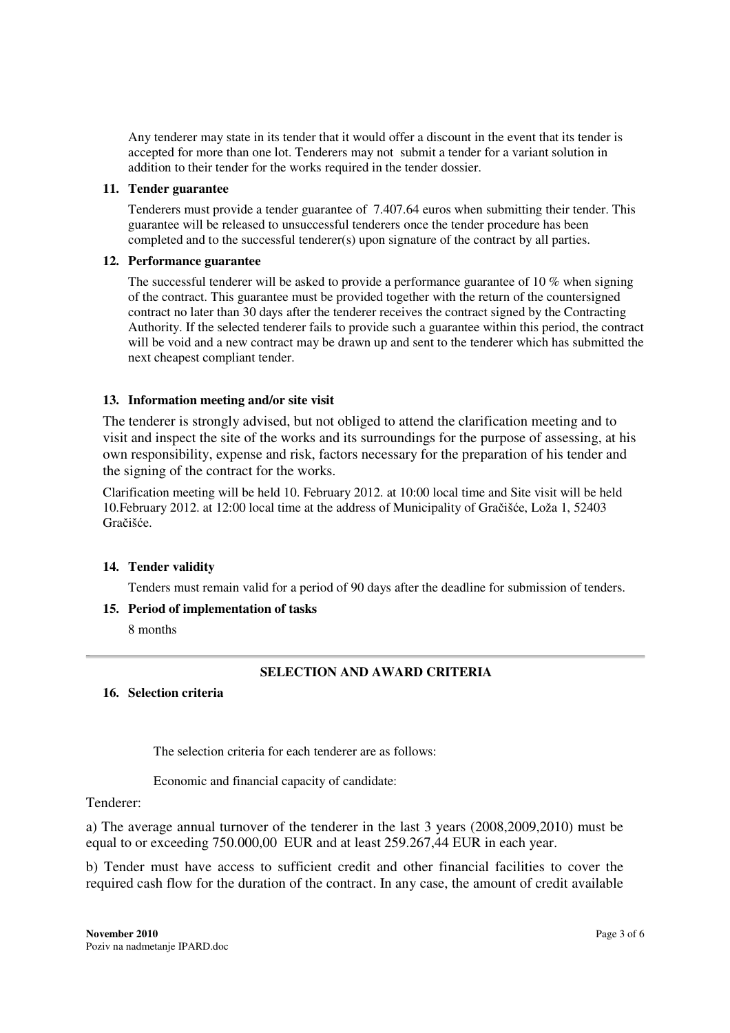Any tenderer may state in its tender that it would offer a discount in the event that its tender is accepted for more than one lot. Tenderers may not submit a tender for a variant solution in addition to their tender for the works required in the tender dossier.

**11. Tender guarantee**

Tenderers must provide a tender guarantee of 7.407.64 euros when submitting their tender. This guarantee will be released to unsuccessful tenderers once the tender procedure has been completed and to the successful tenderer(s) upon signature of the contract by all parties.

**12. Performance guarantee**

The successful tenderer will be asked to provide a performance guarantee of 10 % when signing of the contract. This guarantee must be provided together with the return of the countersigned contract no later than 30 days after the tenderer receives the contract signed by the Contracting Authority. If the selected tenderer fails to provide such a guarantee within this period, the contract will be void and a new contract may be drawn up and sent to the tenderer which has submitted the next cheapest compliant tender.

**13. Information meeting and/or site visit**

The tenderer is strongly advised, but not obliged to attend the clarification meeting and to visit and inspect the site of the works and its surroundings for the purpose of assessing, at his own responsibility, expense and risk, factors necessary for the preparation of his tender and the signing of the contract for the works.

Clarification meeting will be held 10. February 2012. at 10:00 local time and Site visit will be held 10.February 2012. at 12:00 local time at the address of Municipality of Gračišće, Loža 1, 52403 Gračišće.

**14. Tender validity**

Tenders must remain valid for a period of 90 days after the deadline for submission of tenders.

**15. Period of implementation of tasks**

8 months

---

**SELECTION AND AWARD CRITERIA**

**16. Selection criteria**

The selection criteria for each tenderer are as follows:

Economic and financial capacity of candidate:

Tenderer:

a) The average annual turnover of the tenderer in the last 3 years (2008,2009,2010) must be equal to or exceeding 750.000,00 EUR and at least 259.267,44 EUR in each year.

b) Tender must have access to sufficient credit and other financial facilities to cover the required cash flow for the duration of the contract. In any case, the amount of credit available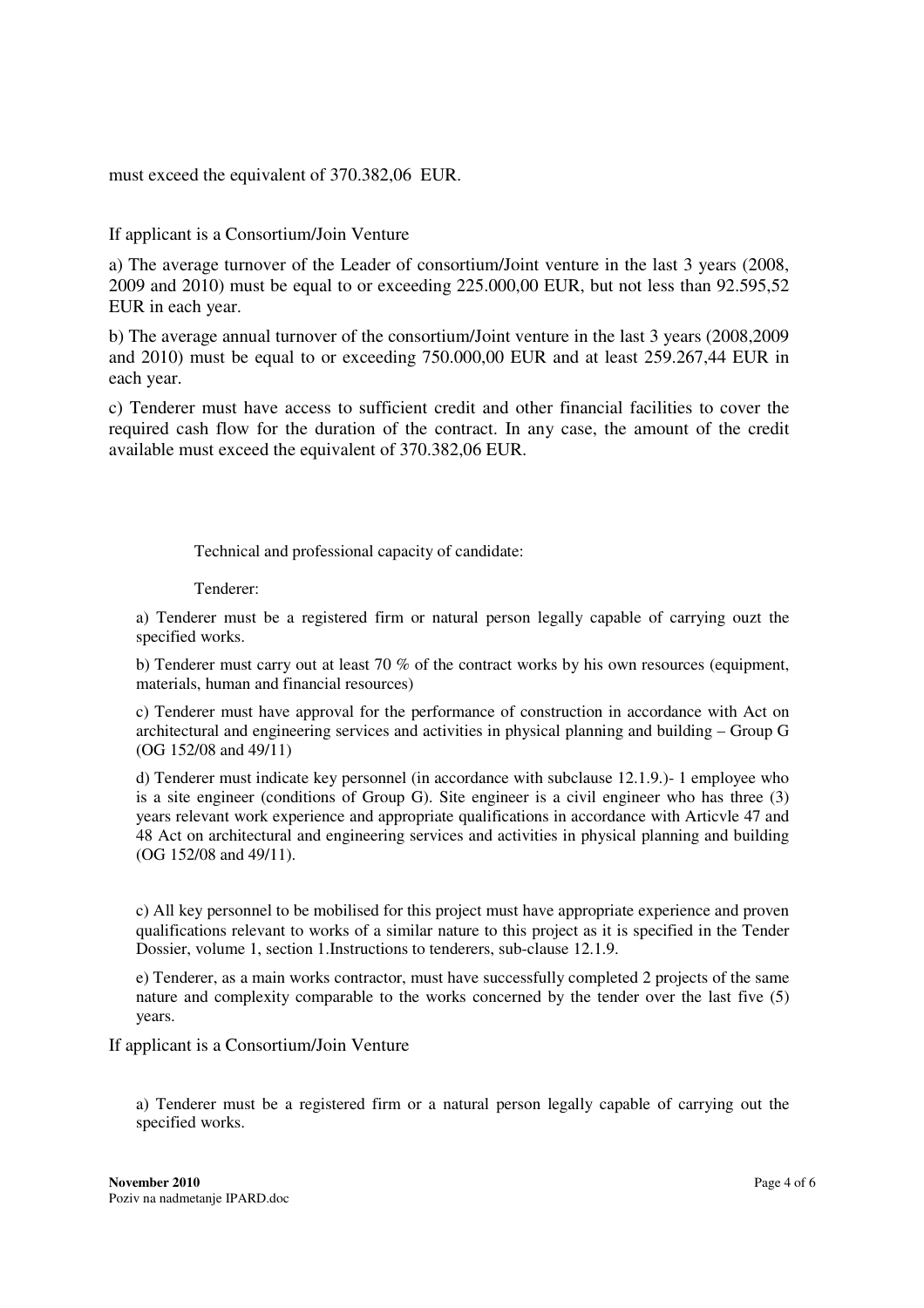must exceed the equivalent of 370.382,06 EUR.

If applicant is a Consortium/Join Venture

a) The average turnover of the Leader of consortium/Joint venture in the last 3 years (2008, 2009 and 2010) must be equal to or exceeding 225.000,00 EUR, but not less than 92.595,52 EUR in each year.

b) The average annual turnover of the consortium/Joint venture in the last 3 years (2008,2009 and 2010) must be equal to or exceeding 750.000,00 EUR and at least 259.267,44 EUR in each year.

c) Tenderer must have access to sufficient credit and other financial facilities to cover the required cash flow for the duration of the contract. In any case, the amount of the credit available must exceed the equivalent of 370.382,06 EUR.

Technical and professional capacity of candidate:

Tenderer:

a) Tenderer must be a registered firm or natural person legally capable of carrying ouzt the specified works.

b) Tenderer must carry out at least 70 % of the contract works by his own resources (equipment, materials, human and financial resources)

c) Tenderer must have approval for the performance of construction in accordance with Act on architectural and engineering services and activities in physical planning and building – Group G (OG 152/08 and 49/11)

d) Tenderer must indicate key personnel (in accordance with subclause 12.1.9.)- 1 employee who is a site engineer (conditions of Group G). Site engineer is a civil engineer who has three (3) years relevant work experience and appropriate qualifications in accordance with Articvle 47 and 48 Act on architectural and engineering services and activities in physical planning and building (OG 152/08 and 49/11).

c) All key personnel to be mobilised for this project must have appropriate experience and proven qualifications relevant to works of a similar nature to this project as it is specified in the Tender Dossier, volume 1, section 1.Instructions to tenderers, sub-clause 12.1.9.

e) Tenderer, as a main works contractor, must have successfully completed 2 projects of the same nature and complexity comparable to the works concerned by the tender over the last five (5) years.

If applicant is a Consortium/Join Venture

a) Tenderer must be a registered firm or a natural person legally capable of carrying out the specified works.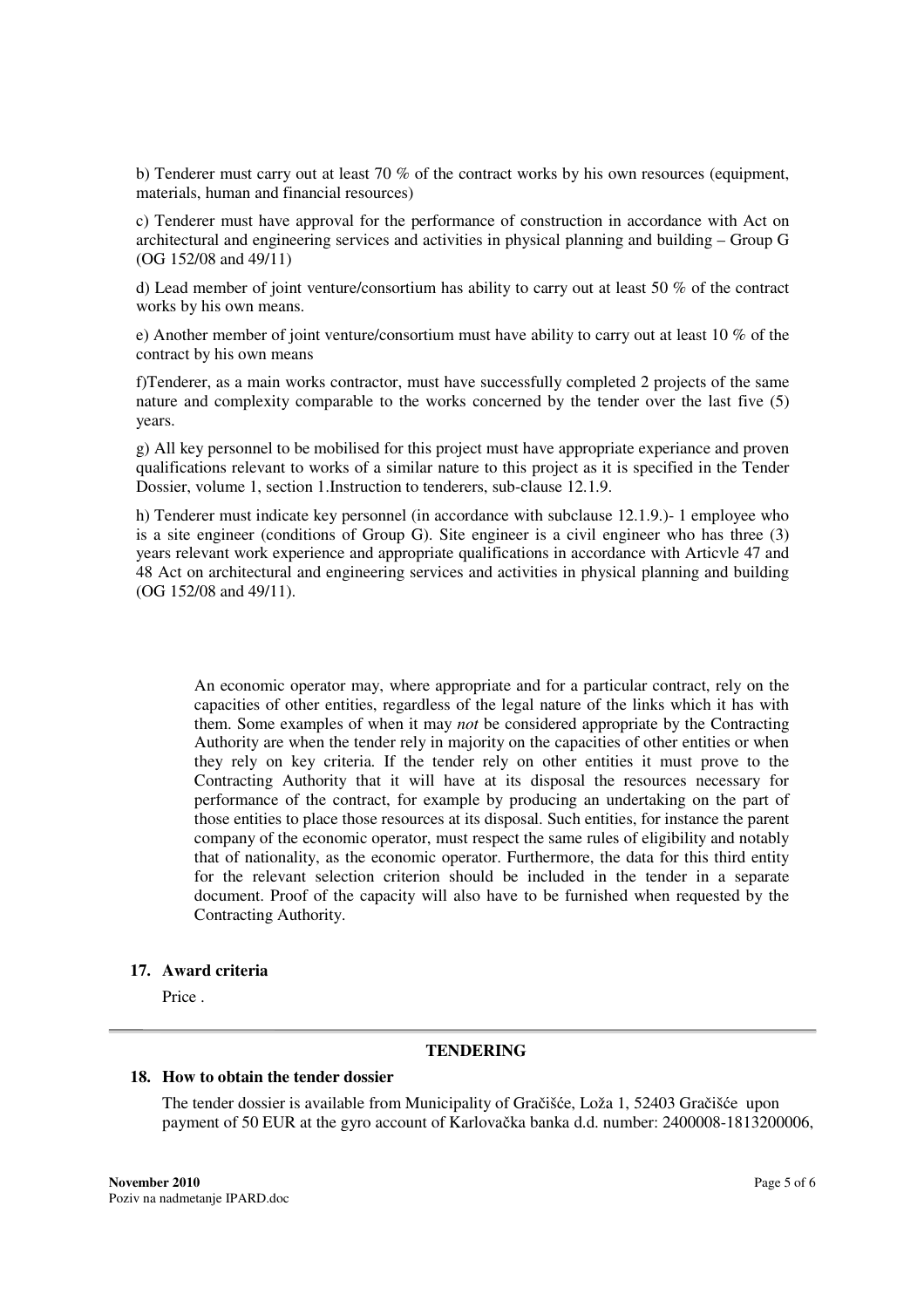b) Tenderer must carry out at least 70 % of the contract works by his own resources (equipment, materials, human and financial resources)

c) Tenderer must have approval for the performance of construction in accordance with Act on architectural and engineering services and activities in physical planning and building – Group G (OG 152/08 and 49/11)

d) Lead member of joint venture/consortium has ability to carry out at least 50 % of the contract works by his own means.

e) Another member of joint venture/consortium must have ability to carry out at least 10 % of the contract by his own means

f)Tenderer, as a main works contractor, must have successfully completed 2 projects of the same nature and complexity comparable to the works concerned by the tender over the last five (5) years.

g) All key personnel to be mobilised for this project must have appropriate experiance and proven qualifications relevant to works of a similar nature to this project as it is specified in the Tender Dossier, volume 1, section 1.Instruction to tenderers, sub-clause 12.1.9.

h) Tenderer must indicate key personnel (in accordance with subclause 12.1.9.)- 1 employee who is a site engineer (conditions of Group G). Site engineer is a civil engineer who has three (3) years relevant work experience and appropriate qualifications in accordance with Articvle 47 and 48 Act on architectural and engineering services and activities in physical planning and building (OG 152/08 and 49/11).

> An economic operator may, where appropriate and for a particular contract, rely on the capacities of other entities, regardless of the legal nature of the links which it has with them. Some examples of when it may *not* be considered appropriate by the Contracting Authority are when the tender rely in majority on the capacities of other entities or when they rely on key criteria. If the tender rely on other entities it must prove to the Contracting Authority that it will have at its disposal the resources necessary for performance of the contract, for example by producing an undertaking on the part of those entities to place those resources at its disposal. Such entities, for instance the parent company of the economic operator, must respect the same rules of eligibility and notably that of nationality, as the economic operator. Furthermore, the data for this third entity for the relevant selection criterion should be included in the tender in a separate document. Proof of the capacity will also have to be furnished when requested by the Contracting Authority.

## 17. Award criteria

Price .

---

## TENDERING

## 18. How to obtain the tender dossier

The tender dossier is available from Municipality of Gračišće, Loža 1, 52403 Gračišće upon payment of 50 EUR at the gyro account of Karlovačka banka d.d. number: 2400008-1813200006,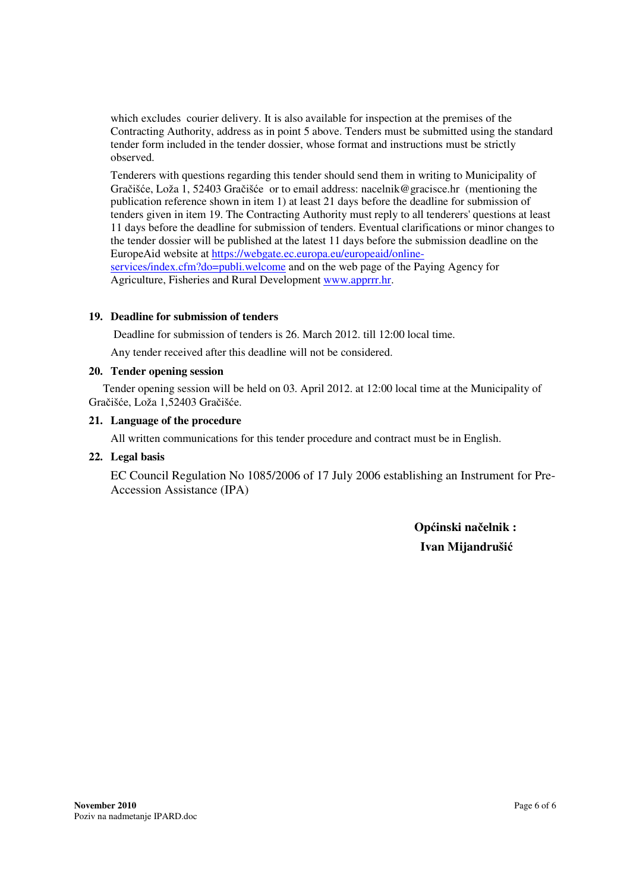which excludes courier delivery. It is also available for inspection at the premises of the Contracting Authority, address as in point 5 above. Tenders must be submitted using the standard tender form included in the tender dossier, whose format and instructions must be strictly observed.

Tenderers with questions regarding this tender should send them in writing to Municipality of Gračišće, Loža 1, 52403 Gračišće or to email address: nacelnik@gracisce.hr (mentioning the publication reference shown in item 1) at least 21 days before the deadline for submission of tenders given in item 19. The Contracting Authority must reply to all tenderers' questions at least 11 days before the deadline for submission of tenders. Eventual clarifications or minor changes to the tender dossier will be published at the latest 11 days before the submission deadline on the EuropeAid website at https://webgate.ec.europa.eu/europeaid/online-services/index.cfm?do=publi.welcome and on the web page of the Paying Agency for Agriculture, Fisheries and Rural Development www.apprrr.hr.

**19. Deadline for submission of tenders**

Deadline for submission of tenders is 26. March 2012. till 12:00 local time.

Any tender received after this deadline will not be considered.

**20. Tender opening session**

Tender opening session will be held on 03. April 2012. at 12:00 local time at the Municipality of Gračišće, Loža 1,52403 Gračišće.

**21. Language of the procedure**

All written communications for this tender procedure and contract must be in English.

**22. Legal basis**

EC Council Regulation No 1085/2006 of 17 July 2006 establishing an Instrument for Pre-Accession Assistance (IPA)

**Općinski načelnik :**
**Ivan Mijandrušić**

**November 2010**
Poziv na nadmetanje IPARD.doc